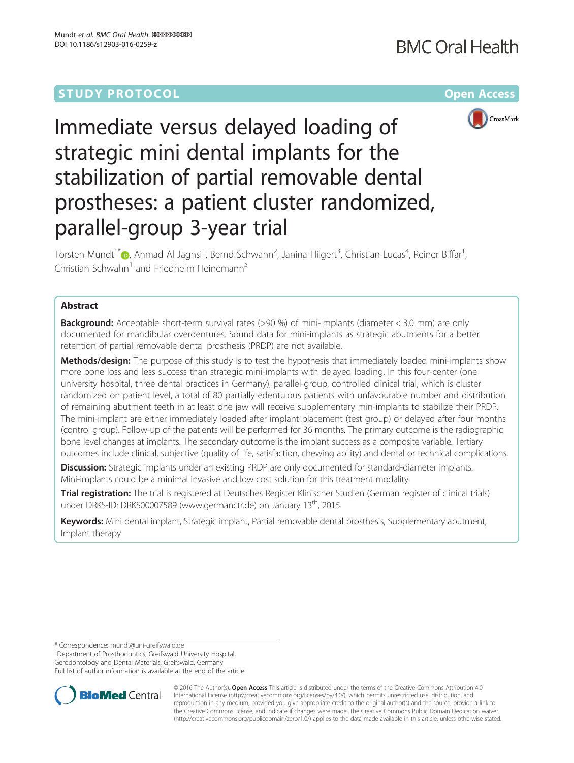STUDY PROTOCOL Open Access

# Immediate versus delayed loading of strategic mini dental implants for the stabilization of partial removable dental prostheses: a patient cluster randomized, parallel-group 3-year trial

Torsten Mundt[1*], Ahmad Al Jaghsi[1], Bernd Schwahn[2], Janina Hilgert[3], Christian Lucas[4], Reiner Biffar[1], Christian Schwahn[1] and Friedhelm Heinemann[5]

## Abstract

**Background:** Acceptable short-term survival rates (>90 %) of mini-implants (diameter < 3.0 mm) are only documented for mandibular overdentures. Sound data for mini-implants as strategic abutments for a better retention of partial removable dental prosthesis (PRDP) are not available.

**Methods/design:** The purpose of this study is to test the hypothesis that immediately loaded mini-implants show more bone loss and less success than strategic mini-implants with delayed loading. In this four-center (one university hospital, three dental practices in Germany), parallel-group, controlled clinical trial, which is cluster randomized on patient level, a total of 80 partially edentulous patients with unfavourable number and distribution of remaining abutment teeth in at least one jaw will receive supplementary min-implants to stabilize their PRDP. The mini-implant are either immediately loaded after implant placement (test group) or delayed after four months (control group). Follow-up of the patients will be performed for 36 months. The primary outcome is the radiographic bone level changes at implants. The secondary outcome is the implant success as a composite variable. Tertiary outcomes include clinical, subjective (quality of life, satisfaction, chewing ability) and dental or technical complications.

**Discussion:** Strategic implants under an existing PRDP are only documented for standard-diameter implants. Mini-implants could be a minimal invasive and low cost solution for this treatment modality.

**Trial registration:** The trial is registered at Deutsches Register Klinischer Studien (German register of clinical trials) under DRKS-ID: DRKS00007589 (www.germanctr.de) on January 13th, 2015.

**Keywords:** Mini dental implant, Strategic implant, Partial removable dental prosthesis, Supplementary abutment, Implant therapy

---

\* Correspondence: mundt@uni-greifswald.de
[1]Department of Prosthodontics, Greifswald University Hospital, Gerodontology and Dental Materials, Greifswald, Germany
Full list of author information is available at the end of the article

© 2016 The Author(s). **Open Access** This article is distributed under the terms of the Creative Commons Attribution 4.0 International License (http://creativecommons.org/licenses/by/4.0/), which permits unrestricted use, distribution, and reproduction in any medium, provided you give appropriate credit to the original author(s) and the source, provide a link to the Creative Commons license, and indicate if changes were made. The Creative Commons Public Domain Dedication waiver (http://creativecommons.org/publicdomain/zero/1.0/) applies to the data made available in this article, unless otherwise stated.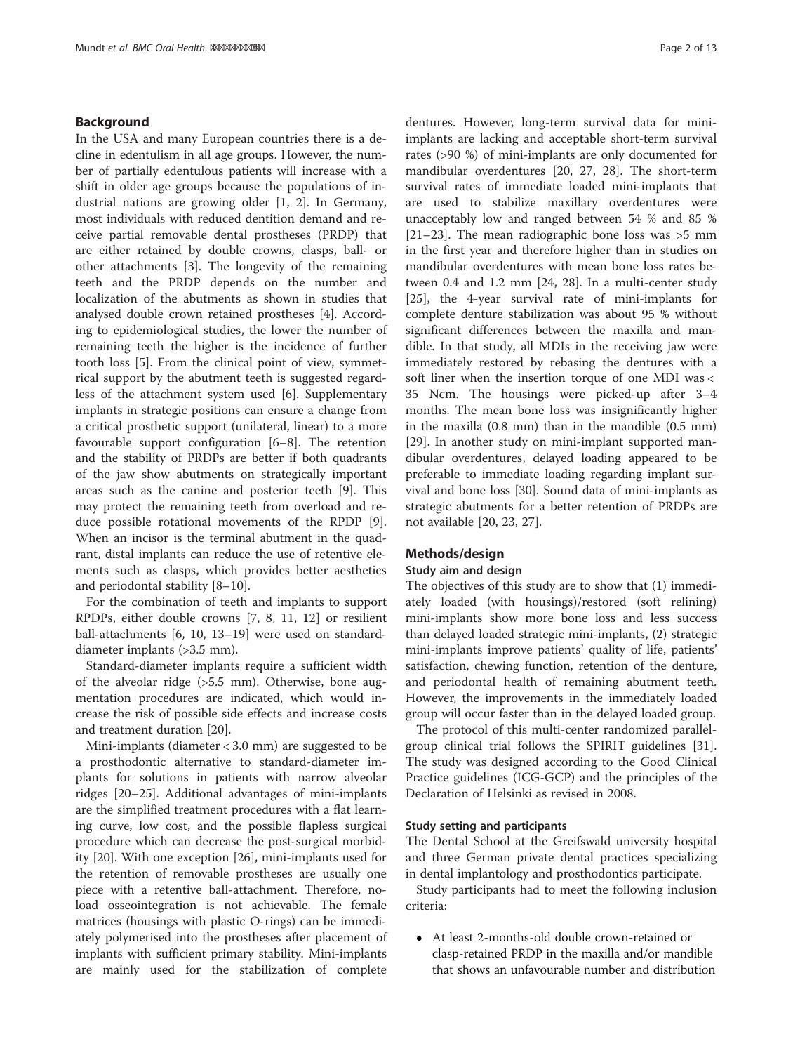## Background

In the USA and many European countries there is a decline in edentulism in all age groups. However, the number of partially edentulous patients will increase with a shift in older age groups because the populations of industrial nations are growing older [1, 2]. In Germany, most individuals with reduced dentition demand and receive partial removable dental prostheses (PRDP) that are either retained by double crowns, clasps, ball- or other attachments [3]. The longevity of the remaining teeth and the PRDP depends on the number and localization of the abutments as shown in studies that analysed double crown retained prostheses [4]. According to epidemiological studies, the lower the number of remaining teeth the higher is the incidence of further tooth loss [5]. From the clinical point of view, symmetrical support by the abutment teeth is suggested regardless of the attachment system used [6]. Supplementary implants in strategic positions can ensure a change from a critical prosthetic support (unilateral, linear) to a more favourable support configuration [6–8]. The retention and the stability of PRDPs are better if both quadrants of the jaw show abutments on strategically important areas such as the canine and posterior teeth [9]. This may protect the remaining teeth from overload and reduce possible rotational movements of the RPDP [9]. When an incisor is the terminal abutment in the quadrant, distal implants can reduce the use of retentive elements such as clasps, which provides better aesthetics and periodontal stability [8–10].

For the combination of teeth and implants to support RPDPs, either double crowns [7, 8, 11, 12] or resilient ball-attachments [6, 10, 13–19] were used on standard-diameter implants (>3.5 mm).

Standard-diameter implants require a sufficient width of the alveolar ridge (>5.5 mm). Otherwise, bone augmentation procedures are indicated, which would increase the risk of possible side effects and increase costs and treatment duration [20].

Mini-implants (diameter < 3.0 mm) are suggested to be a prosthodontic alternative to standard-diameter implants for solutions in patients with narrow alveolar ridges [20–25]. Additional advantages of mini-implants are the simplified treatment procedures with a flat learning curve, low cost, and the possible flapless surgical procedure which can decrease the post-surgical morbidity [20]. With one exception [26], mini-implants used for the retention of removable prostheses are usually one piece with a retentive ball-attachment. Therefore, no-load osseointegration is not achievable. The female matrices (housings with plastic O-rings) can be immediately polymerised into the prostheses after placement of implants with sufficient primary stability. Mini-implants are mainly used for the stabilization of complete dentures. However, long-term survival data for mini-implants are lacking and acceptable short-term survival rates (>90 %) of mini-implants are only documented for mandibular overdentures [20, 27, 28]. The short-term survival rates of immediate loaded mini-implants that are used to stabilize maxillary overdentures were unacceptably low and ranged between 54 % and 85 % [21–23]. The mean radiographic bone loss was >5 mm in the first year and therefore higher than in studies on mandibular overdentures with mean bone loss rates between 0.4 and 1.2 mm [24, 28]. In a multi-center study [25], the 4-year survival rate of mini-implants for complete denture stabilization was about 95 % without significant differences between the maxilla and mandible. In that study, all MDIs in the receiving jaw were immediately restored by rebasing the dentures with a soft liner when the insertion torque of one MDI was < 35 Ncm. The housings were picked-up after 3–4 months. The mean bone loss was insignificantly higher in the maxilla (0.8 mm) than in the mandible (0.5 mm) [29]. In another study on mini-implant supported mandibular overdentures, delayed loading appeared to be preferable to immediate loading regarding implant survival and bone loss [30]. Sound data of mini-implants as strategic abutments for a better retention of PRDPs are not available [20, 23, 27].

## Methods/design

### Study aim and design

The objectives of this study are to show that (1) immediately loaded (with housings)/restored (soft relining) mini-implants show more bone loss and less success than delayed loaded strategic mini-implants, (2) strategic mini-implants improve patients' quality of life, patients' satisfaction, chewing function, retention of the denture, and periodontal health of remaining abutment teeth. However, the improvements in the immediately loaded group will occur faster than in the delayed loaded group.

The protocol of this multi-center randomized parallel-group clinical trial follows the SPIRIT guidelines [31]. The study was designed according to the Good Clinical Practice guidelines (ICG-GCP) and the principles of the Declaration of Helsinki as revised in 2008.

### Study setting and participants

The Dental School at the Greifswald university hospital and three German private dental practices specializing in dental implantology and prosthodontics participate.

Study participants had to meet the following inclusion criteria:

- At least 2-months-old double crown-retained or clasp-retained PRDP in the maxilla and/or mandible that shows an unfavourable number and distribution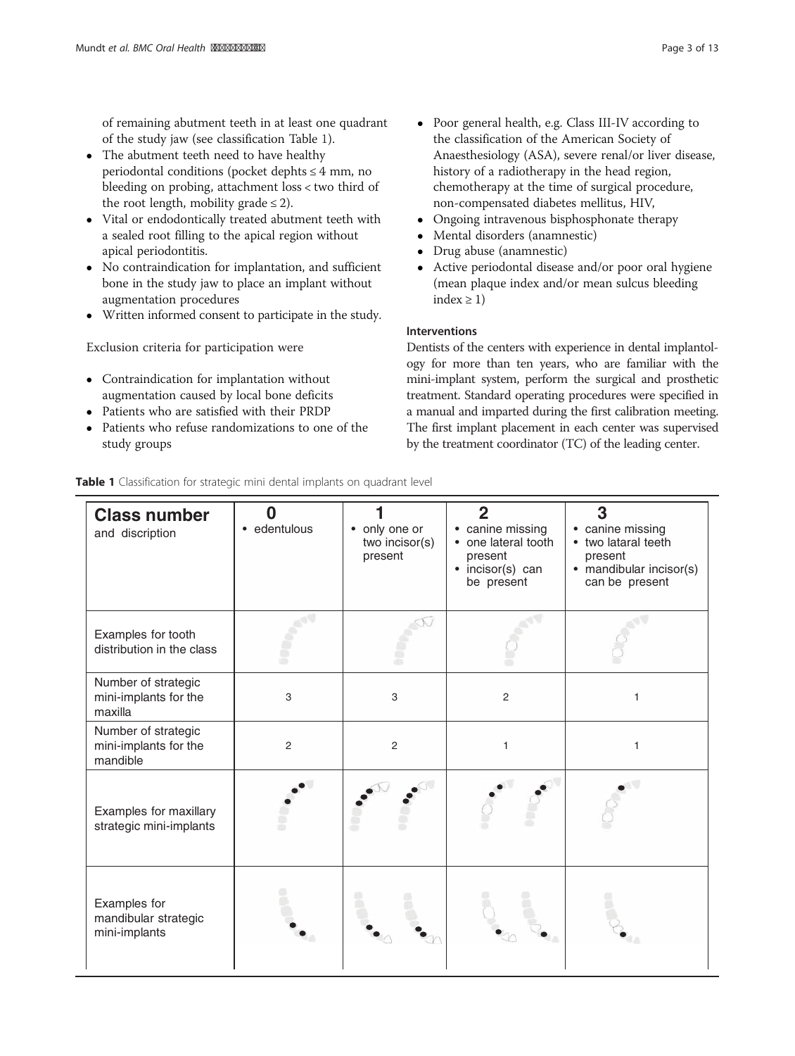of remaining abutment teeth in at least one quadrant of the study jaw (see classification Table 1).

- The abutment teeth need to have healthy periodontal conditions (pocket depths ≤ 4 mm, no bleeding on probing, attachment loss < two third of the root length, mobility grade ≤ 2).
- Vital or endodontically treated abutment teeth with a sealed root filling to the apical region without apical periodontitis.
- No contraindication for implantation, and sufficient bone in the study jaw to place an implant without augmentation procedures
- Written informed consent to participate in the study.

Exclusion criteria for participation were

- Contraindication for implantation without augmentation caused by local bone deficits
- Patients who are satisfied with their PRDP
- Patients who refuse randomizations to one of the study groups
- Poor general health, e.g. Class III-IV according to the classification of the American Society of Anaesthesiology (ASA), severe renal/or liver disease, history of a radiotherapy in the head region, chemotherapy at the time of surgical procedure, non-compensated diabetes mellitus, HIV,
- Ongoing intravenous bisphosphonate therapy
- Mental disorders (anamnestic)
- Drug abuse (anamnestic)
- Active periodontal disease and/or poor oral hygiene (mean plaque index and/or mean sulcus bleeding index ≥ 1)

#### Interventions

Dentists of the centers with experience in dental implantology for more than ten years, who are familiar with the mini-implant system, perform the surgical and prosthetic treatment. Standard operating procedures were specified in a manual and imparted during the first calibration meeting. The first implant placement in each center was supervised by the treatment coordinator (TC) of the leading center.

**Table 1** Classification for strategic mini dental implants on quadrant level

| **Class number** and discription | **0** • edentulous | **1** • only one or two incisor(s) present | **2** • canine missing • one lateral tooth present • incisor(s) can be present | **3** • canine missing • two lataral teeth present • mandibular incisor(s) can be present |
|---|---|---|---|---|
| Examples for tooth distribution in the class | | | | |
| Number of strategic mini-implants for the maxilla | 3 | 3 | 2 | 1 |
| Number of strategic mini-implants for the mandible | 2 | 2 | 1 | 1 |
| Examples for maxillary strategic mini-implants | | | | |
| Examples for mandibular strategic mini-implants | | | | |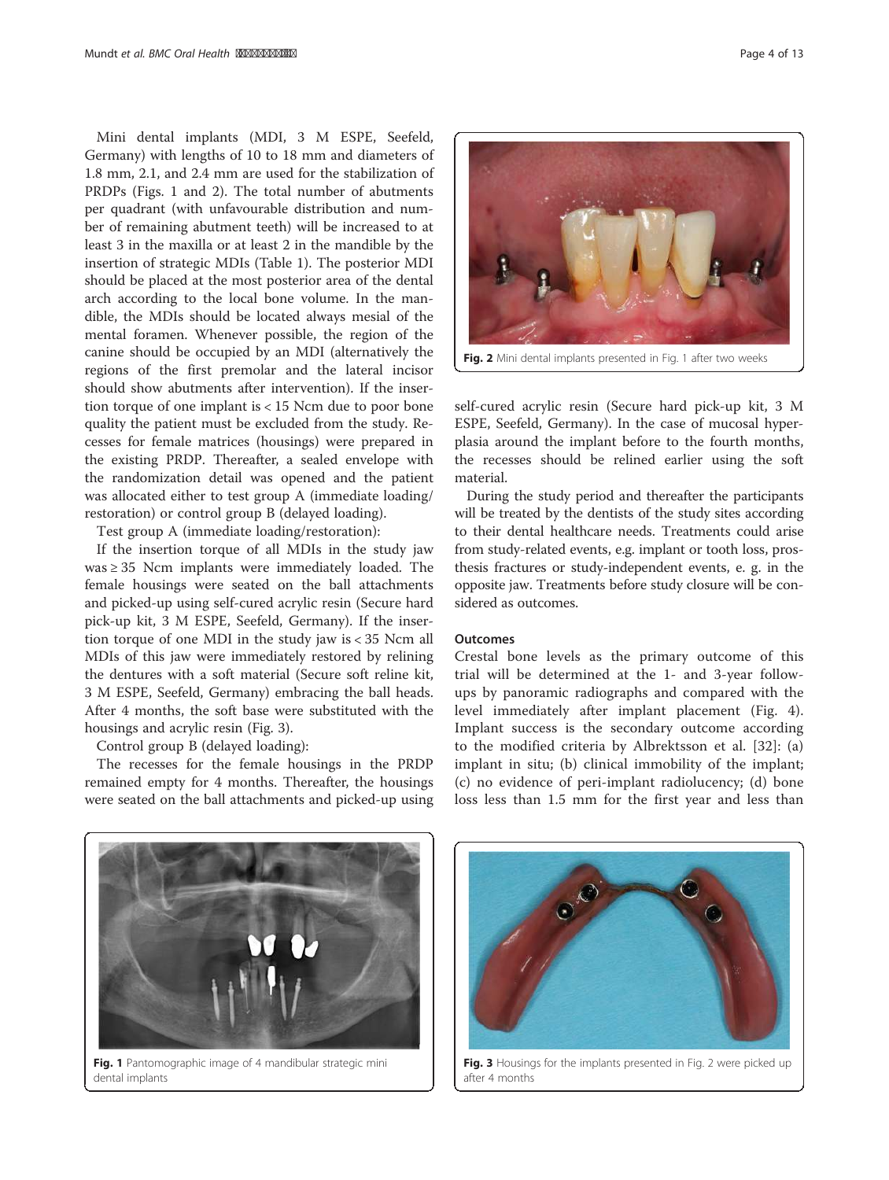Mini dental implants (MDI, 3 M ESPE, Seefeld, Germany) with lengths of 10 to 18 mm and diameters of 1.8 mm, 2.1, and 2.4 mm are used for the stabilization of PRDPs (Figs. 1 and 2). The total number of abutments per quadrant (with unfavourable distribution and number of remaining abutment teeth) will be increased to at least 3 in the maxilla or at least 2 in the mandible by the insertion of strategic MDIs (Table 1). The posterior MDI should be placed at the most posterior area of the dental arch according to the local bone volume. In the mandible, the MDIs should be located always mesial of the mental foramen. Whenever possible, the region of the canine should be occupied by an MDI (alternatively the regions of the first premolar and the lateral incisor should show abutments after intervention). If the insertion torque of one implant is < 15 Ncm due to poor bone quality the patient must be excluded from the study. Recesses for female matrices (housings) were prepared in the existing PRDP. Thereafter, a sealed envelope with the randomization detail was opened and the patient was allocated either to test group A (immediate loading/ restoration) or control group B (delayed loading).

Test group A (immediate loading/restoration):

If the insertion torque of all MDIs in the study jaw was ≥ 35 Ncm implants were immediately loaded. The female housings were seated on the ball attachments and picked-up using self-cured acrylic resin (Secure hard pick-up kit, 3 M ESPE, Seefeld, Germany). If the insertion torque of one MDI in the study jaw is < 35 Ncm all MDIs of this jaw were immediately restored by relining the dentures with a soft material (Secure soft reline kit, 3 M ESPE, Seefeld, Germany) embracing the ball heads. After 4 months, the soft base were substituted with the housings and acrylic resin (Fig. 3).

Control group B (delayed loading):

The recesses for the female housings in the PRDP remained empty for 4 months. Thereafter, the housings were seated on the ball attachments and picked-up using self-cured acrylic resin (Secure hard pick-up kit, 3 M ESPE, Seefeld, Germany). In the case of mucosal hyperplasia around the implant before to the fourth months, the recesses should be relined earlier using the soft material.

During the study period and thereafter the participants will be treated by the dentists of the study sites according to their dental healthcare needs. Treatments could arise from study-related events, e.g. implant or tooth loss, prosthesis fractures or study-independent events, e. g. in the opposite jaw. Treatments before study closure will be considered as outcomes.

**Fig. 2** Mini dental implants presented in Fig. 1 after two weeks

### Outcomes

Crestal bone levels as the primary outcome of this trial will be determined at the 1- and 3-year follow-ups by panoramic radiographs and compared with the level immediately after implant placement (Fig. 4). Implant success is the secondary outcome according to the modified criteria by Albrektsson et al. [32]: (a) implant in situ; (b) clinical immobility of the implant; (c) no evidence of peri-implant radiolucency; (d) bone loss less than 1.5 mm for the first year and less than

**Fig. 1** Pantomographic image of 4 mandibular strategic mini dental implants

**Fig. 3** Housings for the implants presented in Fig. 2 were picked up after 4 months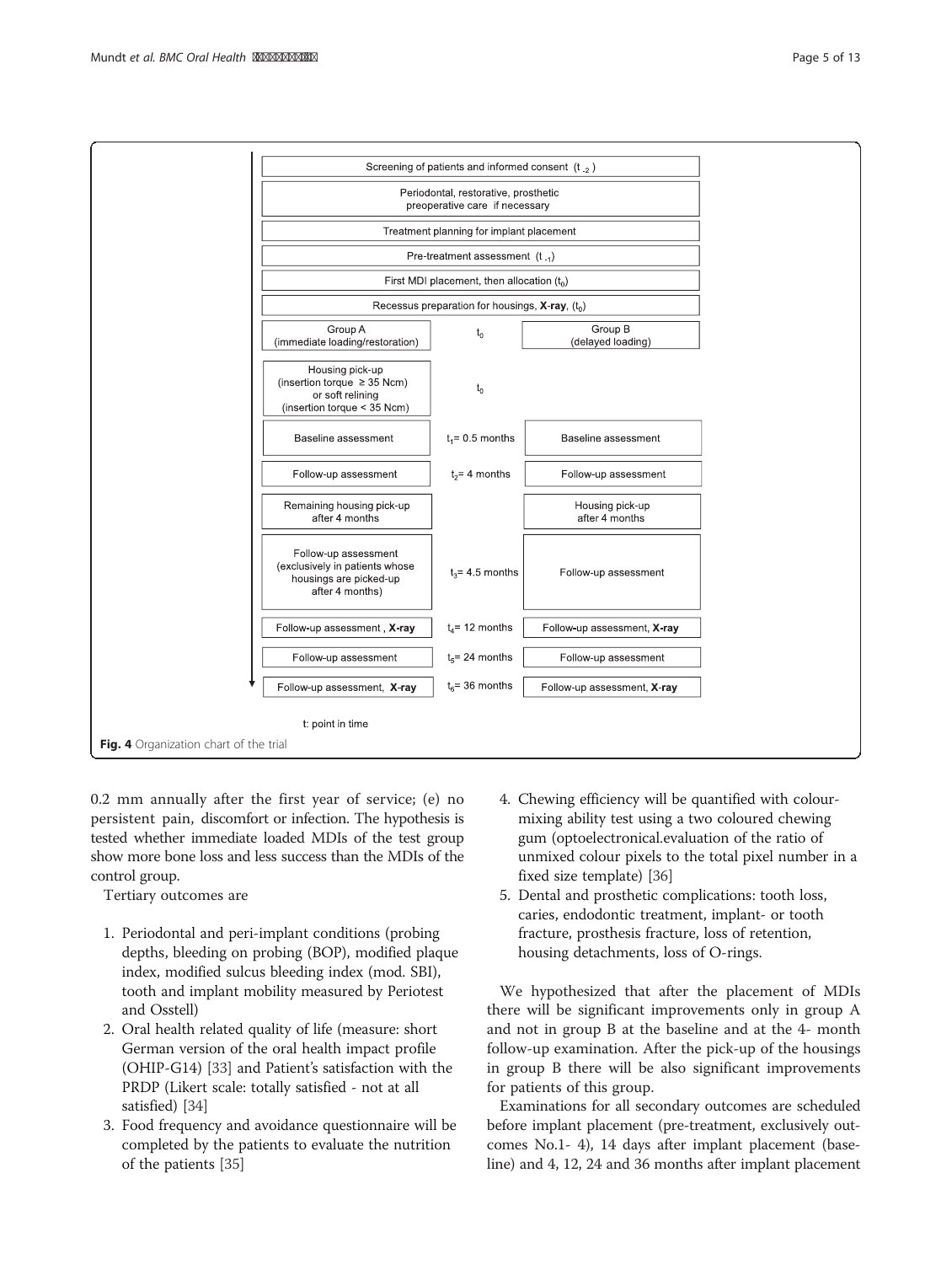| Group A | Time | Group B |
|---|---|---|
| Screening of patients and informed consent ($t_{-2}$) | | |
| Periodontal, restorative, prosthetic preoperative care if necessary | | |
| Treatment planning for implant placement | | |
| Pre-treatment assessment ($t_{-1}$) | | |
| First MDI placement, then allocation ($t_0$) | | |
| Recessus preparation for housings, **X-ray**, ($t_0$) | | |
| Group A (immediate loading/restoration) | $t_0$ | Group B (delayed loading) |
| Housing pick-up (insertion torque ≥ 35 Ncm) or soft relining (insertion torque < 35 Ncm) | $t_0$ | |
| Baseline assessment | $t_1$= 0.5 months | Baseline assessment |
| Follow-up assessment | $t_2$= 4 months | Follow-up assessment |
| Remaining housing pick-up after 4 months | | Housing pick-up after 4 months |
| Follow-up assessment (exclusively in patients whose housings are picked-up after 4 months) | $t_3$= 4.5 months | Follow-up assessment |
| Follow-up assessment , **X-ray** | $t_4$= 12 months | Follow-up assessment, **X-ray** |
| Follow-up assessment | $t_5$= 24 months | Follow-up assessment |
| Follow-up assessment, **X-ray** | $t_6$= 36 months | Follow-up assessment, **X-ray** |

t: point in time

**Fig. 4** Organization chart of the trial

0.2 mm annually after the first year of service; (e) no persistent pain, discomfort or infection. The hypothesis is tested whether immediate loaded MDIs of the test group show more bone loss and less success than the MDIs of the control group.

Tertiary outcomes are

1. Periodontal and peri-implant conditions (probing depths, bleeding on probing (BOP), modified plaque index, modified sulcus bleeding index (mod. SBI), tooth and implant mobility measured by Periotest and Osstell)
2. Oral health related quality of life (measure: short German version of the oral health impact profile (OHIP-G14) [33] and Patient's satisfaction with the PRDP (Likert scale: totally satisfied - not at all satisfied) [34]
3. Food frequency and avoidance questionnaire will be completed by the patients to evaluate the nutrition of the patients [35]
4. Chewing efficiency will be quantified with colour-mixing ability test using a two coloured chewing gum (optoelectronical.evaluation of the ratio of unmixed colour pixels to the total pixel number in a fixed size template) [36]
5. Dental and prosthetic complications: tooth loss, caries, endodontic treatment, implant- or tooth fracture, prosthesis fracture, loss of retention, housing detachments, loss of O-rings.

We hypothesized that after the placement of MDIs there will be significant improvements only in group A and not in group B at the baseline and at the 4- month follow-up examination. After the pick-up of the housings in group B there will be also significant improvements for patients of this group.

Examinations for all secondary outcomes are scheduled before implant placement (pre-treatment, exclusively outcomes No.1- 4), 14 days after implant placement (baseline) and 4, 12, 24 and 36 months after implant placement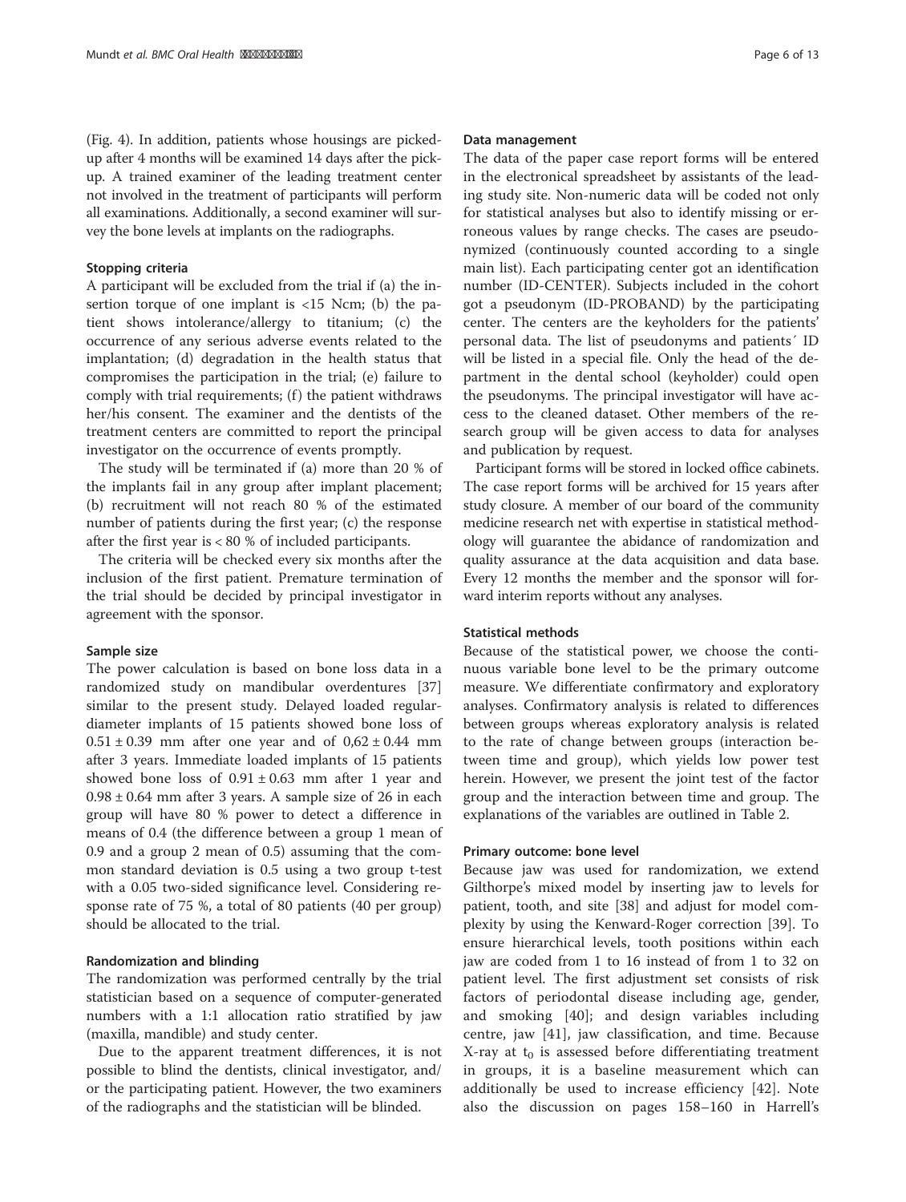(Fig. 4). In addition, patients whose housings are picked-up after 4 months will be examined 14 days after the pick-up. A trained examiner of the leading treatment center not involved in the treatment of participants will perform all examinations. Additionally, a second examiner will survey the bone levels at implants on the radiographs.

#### Stopping criteria

A participant will be excluded from the trial if (a) the insertion torque of one implant is <15 Ncm; (b) the patient shows intolerance/allergy to titanium; (c) the occurrence of any serious adverse events related to the implantation; (d) degradation in the health status that compromises the participation in the trial; (e) failure to comply with trial requirements; (f) the patient withdraws her/his consent. The examiner and the dentists of the treatment centers are committed to report the principal investigator on the occurrence of events promptly.

The study will be terminated if (a) more than 20 % of the implants fail in any group after implant placement; (b) recruitment will not reach 80 % of the estimated number of patients during the first year; (c) the response after the first year is < 80 % of included participants.

The criteria will be checked every six months after the inclusion of the first patient. Premature termination of the trial should be decided by principal investigator in agreement with the sponsor.

#### Sample size

The power calculation is based on bone loss data in a randomized study on mandibular overdentures [37] similar to the present study. Delayed loaded regular-diameter implants of 15 patients showed bone loss of $0.51 \pm 0.39$ mm after one year and of $0{,}62 \pm 0.44$ mm after 3 years. Immediate loaded implants of 15 patients showed bone loss of $0.91 \pm 0.63$ mm after 1 year and $0.98 \pm 0.64$ mm after 3 years. A sample size of 26 in each group will have 80 % power to detect a difference in means of 0.4 (the difference between a group 1 mean of 0.9 and a group 2 mean of 0.5) assuming that the common standard deviation is 0.5 using a two group t-test with a 0.05 two-sided significance level. Considering response rate of 75 %, a total of 80 patients (40 per group) should be allocated to the trial.

#### Randomization and blinding

The randomization was performed centrally by the trial statistician based on a sequence of computer-generated numbers with a 1:1 allocation ratio stratified by jaw (maxilla, mandible) and study center.

Due to the apparent treatment differences, it is not possible to blind the dentists, clinical investigator, and/or the participating patient. However, the two examiners of the radiographs and the statistician will be blinded.

#### Data management

The data of the paper case report forms will be entered in the electronical spreadsheet by assistants of the leading study site. Non-numeric data will be coded not only for statistical analyses but also to identify missing or erroneous values by range checks. The cases are pseudonymized (continuously counted according to a single main list). Each participating center got an identification number (ID-CENTER). Subjects included in the cohort got a pseudonym (ID-PROBAND) by the participating center. The centers are the keyholders for the patients' personal data. The list of pseudonyms and patients´ ID will be listed in a special file. Only the head of the department in the dental school (keyholder) could open the pseudonyms. The principal investigator will have access to the cleaned dataset. Other members of the research group will be given access to data for analyses and publication by request.

Participant forms will be stored in locked office cabinets. The case report forms will be archived for 15 years after study closure. A member of our board of the community medicine research net with expertise in statistical methodology will guarantee the abidance of randomization and quality assurance at the data acquisition and data base. Every 12 months the member and the sponsor will forward interim reports without any analyses.

#### Statistical methods

Because of the statistical power, we choose the continuous variable bone level to be the primary outcome measure. We differentiate confirmatory and exploratory analyses. Confirmatory analysis is related to differences between groups whereas exploratory analysis is related to the rate of change between groups (interaction between time and group), which yields low power test herein. However, we present the joint test of the factor group and the interaction between time and group. The explanations of the variables are outlined in Table 2.

#### Primary outcome: bone level

Because jaw was used for randomization, we extend Gilthorpe's mixed model by inserting jaw to levels for patient, tooth, and site [38] and adjust for model complexity by using the Kenward-Roger correction [39]. To ensure hierarchical levels, tooth positions within each jaw are coded from 1 to 16 instead of from 1 to 32 on patient level. The first adjustment set consists of risk factors of periodontal disease including age, gender, and smoking [40]; and design variables including centre, jaw [41], jaw classification, and time. Because X-ray at $t_0$ is assessed before differentiating treatment in groups, it is a baseline measurement which can additionally be used to increase efficiency [42]. Note also the discussion on pages 158–160 in Harrell's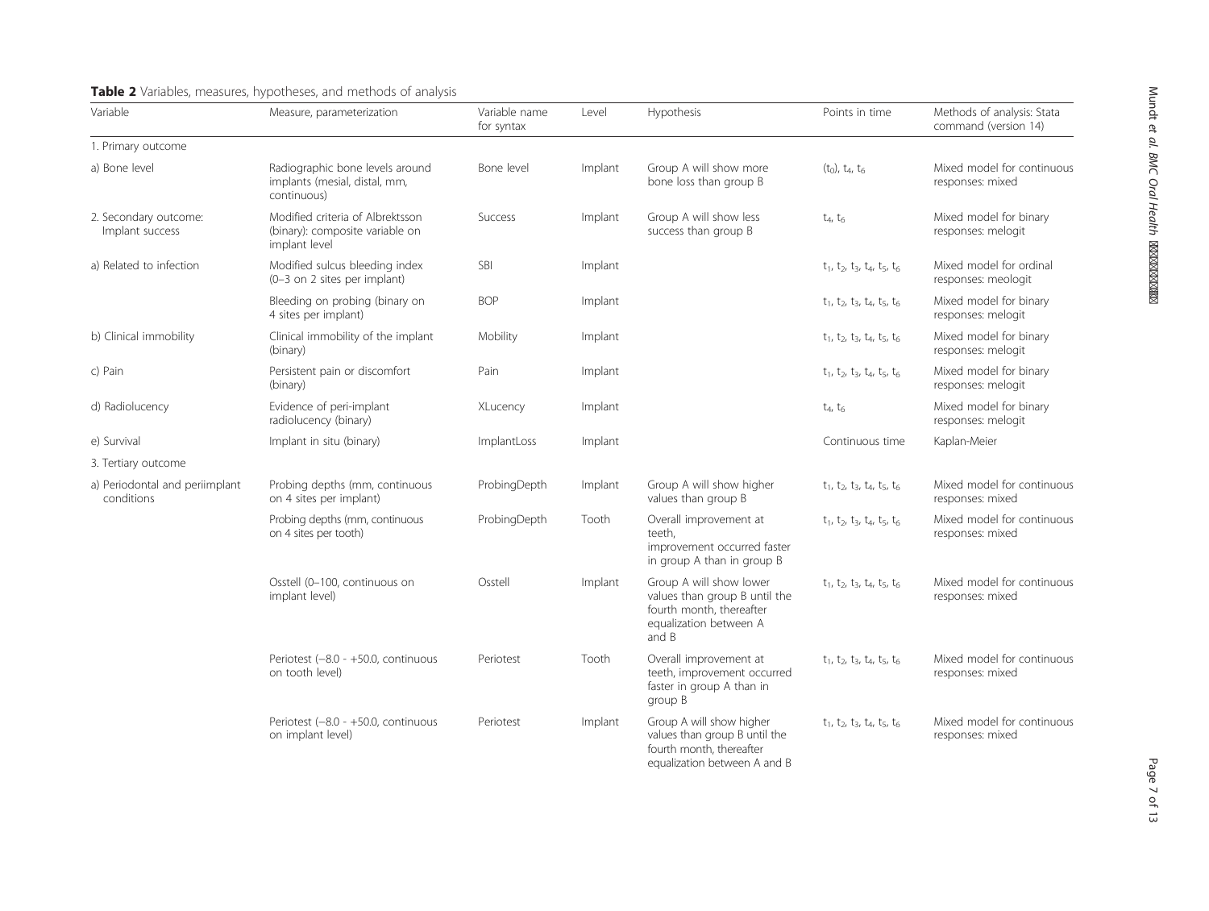**Table 2** Variables, measures, hypotheses, and methods of analysis

| Variable | Measure, parameterization | Variable name for syntax | Level | Hypothesis | Points in time | Methods of analysis: Stata command (version 14) |
|---|---|---|---|---|---|---|
| 1. Primary outcome | | | | | | |
| a) Bone level | Radiographic bone levels around implants (mesial, distal, mm, continuous) | Bone level | Implant | Group A will show more bone loss than group B | ($t_0$), $t_4$, $t_6$ | Mixed model for continuous responses: mixed |
| 2. Secondary outcome: Implant success | Modified criteria of Albrektsson (binary): composite variable on implant level | Success | Implant | Group A will show less success than group B | $t_4$, $t_6$ | Mixed model for binary responses: melogit |
| a) Related to infection | Modified sulcus bleeding index (0–3 on 2 sites per implant) | SBI | Implant | | $t_1$, $t_2$, $t_3$, $t_4$, $t_5$, $t_6$ | Mixed model for ordinal responses: meologit |
| | Bleeding on probing (binary on 4 sites per implant) | BOP | Implant | | $t_1$, $t_2$, $t_3$, $t_4$, $t_5$, $t_6$ | Mixed model for binary responses: melogit |
| b) Clinical immobility | Clinical immobility of the implant (binary) | Mobility | Implant | | $t_1$, $t_2$, $t_3$, $t_4$, $t_5$, $t_6$ | Mixed model for binary responses: melogit |
| c) Pain | Persistent pain or discomfort (binary) | Pain | Implant | | $t_1$, $t_2$, $t_3$, $t_4$, $t_5$, $t_6$ | Mixed model for binary responses: melogit |
| d) Radiolucency | Evidence of peri-implant radiolucency (binary) | XLucency | Implant | | $t_4$, $t_6$ | Mixed model for binary responses: melogit |
| e) Survival | Implant in situ (binary) | ImplantLoss | Implant | | Continuous time | Kaplan-Meier |
| 3. Tertiary outcome | | | | | | |
| a) Periodontal and periimplant conditions | Probing depths (mm, continuous on 4 sites per implant) | ProbingDepth | Implant | Group A will show higher values than group B | $t_1$, $t_2$, $t_3$, $t_4$, $t_5$, $t_6$ | Mixed model for continuous responses: mixed |
| | Probing depths (mm, continuous on 4 sites per tooth) | ProbingDepth | Tooth | Overall improvement at teeth, improvement occurred faster in group A than in group B | $t_1$, $t_2$, $t_3$, $t_4$, $t_5$, $t_6$ | Mixed model for continuous responses: mixed |
| | Osstell (0–100, continuous on implant level) | Osstell | Implant | Group A will show lower values than group B until the fourth month, thereafter equalization between A and B | $t_1$, $t_2$, $t_3$, $t_4$, $t_5$, $t_6$ | Mixed model for continuous responses: mixed |
| | Periotest (−8.0 - +50.0, continuous on tooth level) | Periotest | Tooth | Overall improvement at teeth, improvement occurred faster in group A than in group B | $t_1$, $t_2$, $t_3$, $t_4$, $t_5$, $t_6$ | Mixed model for continuous responses: mixed |
| | Periotest (−8.0 - +50.0, continuous on implant level) | Periotest | Implant | Group A will show higher values than group B until the fourth month, thereafter equalization between A and B | $t_1$, $t_2$, $t_3$, $t_4$, $t_5$, $t_6$ | Mixed model for continuous responses: mixed |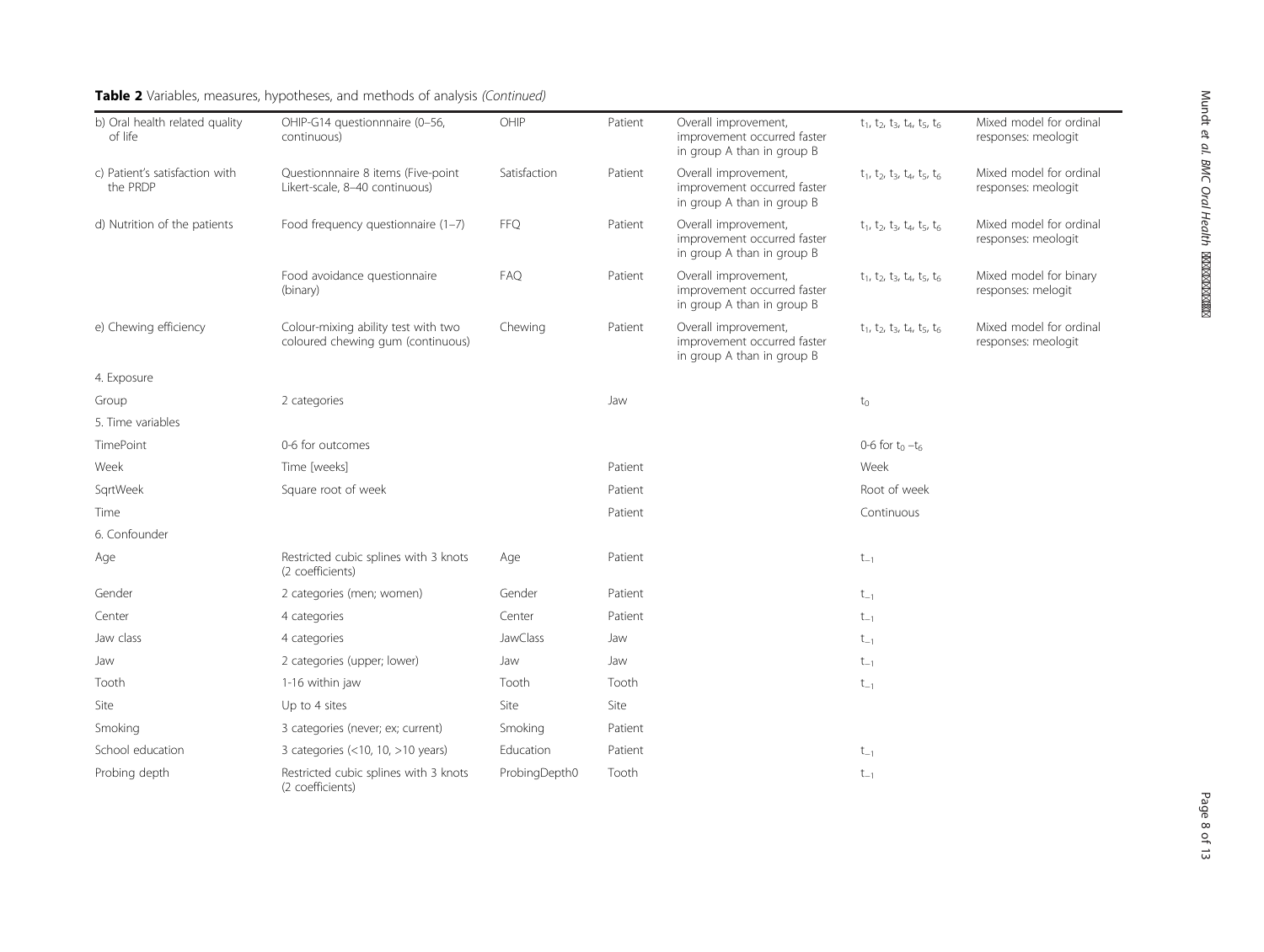**Table 2** Variables, measures, hypotheses, and methods of analysis *(Continued)*

| | | | | | | |
|---|---|---|---|---|---|---|
| b) Oral health related quality of life | OHIP-G14 questionnnaire (0–56, continuous) | OHIP | Patient | Overall improvement, improvement occurred faster in group A than in group B | $t_1$, $t_2$, $t_3$, $t_4$, $t_5$, $t_6$ | Mixed model for ordinal responses: meologit |
| c) Patient's satisfaction with the PRDP | Questionnnaire 8 items (Five-point Likert-scale, 8–40 continuous) | Satisfaction | Patient | Overall improvement, improvement occurred faster in group A than in group B | $t_1$, $t_2$, $t_3$, $t_4$, $t_5$, $t_6$ | Mixed model for ordinal responses: meologit |
| d) Nutrition of the patients | Food frequency questionnaire (1–7) | FFQ | Patient | Overall improvement, improvement occurred faster in group A than in group B | $t_1$, $t_2$, $t_3$, $t_4$, $t_5$, $t_6$ | Mixed model for ordinal responses: meologit |
| | Food avoidance questionnaire (binary) | FAQ | Patient | Overall improvement, improvement occurred faster in group A than in group B | $t_1$, $t_2$, $t_3$, $t_4$, $t_5$, $t_6$ | Mixed model for binary responses: melogit |
| e) Chewing efficiency | Colour-mixing ability test with two coloured chewing gum (continuous) | Chewing | Patient | Overall improvement, improvement occurred faster in group A than in group B | $t_1$, $t_2$, $t_3$, $t_4$, $t_5$, $t_6$ | Mixed model for ordinal responses: meologit |
| 4. Exposure | | | | | | |
| Group | 2 categories | | Jaw | | $t_0$ | |
| 5. Time variables | | | | | | |
| TimePoint | 0-6 for outcomes | | | | 0-6 for $t_0$ –$t_6$ | |
| Week | Time [weeks] | | Patient | | Week | |
| SqrtWeek | Square root of week | | Patient | | Root of week | |
| Time | | | Patient | | Continuous | |
| 6. Confounder | | | | | | |
| Age | Restricted cubic splines with 3 knots (2 coefficients) | Age | Patient | | $t_{-1}$ | |
| Gender | 2 categories (men; women) | Gender | Patient | | $t_{-1}$ | |
| Center | 4 categories | Center | Patient | | $t_{-1}$ | |
| Jaw class | 4 categories | JawClass | Jaw | | $t_{-1}$ | |
| Jaw | 2 categories (upper; lower) | Jaw | Jaw | | $t_{-1}$ | |
| Tooth | 1-16 within jaw | Tooth | Tooth | | $t_{-1}$ | |
| Site | Up to 4 sites | Site | Site | | | |
| Smoking | 3 categories (never; ex; current) | Smoking | Patient | | | |
| School education | 3 categories (<10, 10, >10 years) | Education | Patient | | $t_{-1}$ | |
| Probing depth | Restricted cubic splines with 3 knots (2 coefficients) | ProbingDepth0 | Tooth | | $t_{-1}$ | |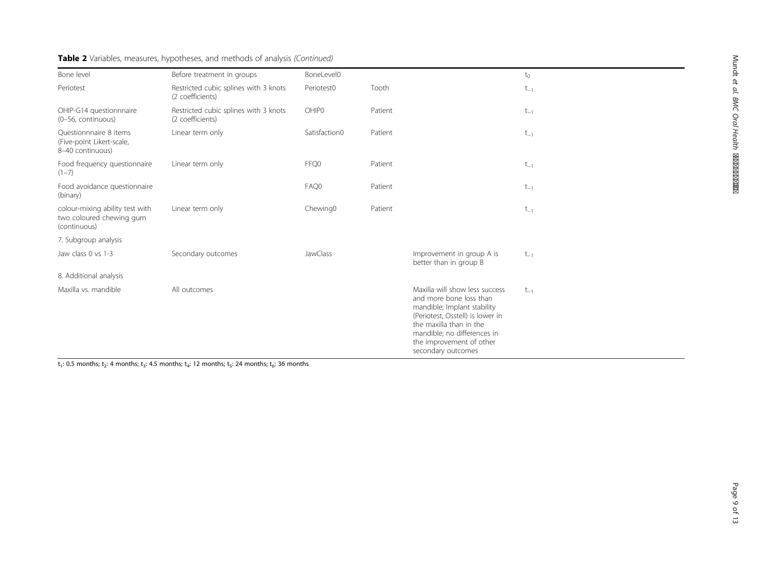**Table 2** Variables, measures, hypotheses, and methods of analysis *(Continued)*

| | | | | | |
|---|---|---|---|---|---|
| Bone level | Before treatment in groups | BoneLevel0 | | | $t_0$ |
| Periotest | Restricted cubic splines with 3 knots (2 coefficients) | Periotest0 | Tooth | | $t_{-1}$ |
| OHIP-G14 questionnnaire (0–56, continuous) | Restricted cubic splines with 3 knots (2 coefficients) | OHIP0 | Patient | | $t_{-1}$ |
| Questionnnaire 8 items (Five-point Likert-scale, 8–40 continuous) | Linear term only | Satisfaction0 | Patient | | $t_{-1}$ |
| Food frequency questionnaire (1–7) | Linear term only | FFQ0 | Patient | | $t_{-1}$ |
| Food avoidance questionnaire (binary) | | FAQ0 | Patient | | $t_{-1}$ |
| colour-mixing ability test with two coloured chewing gum (continuous) | Linear term only | Chewing0 | Patient | | $t_{-1}$ |
| 7. Subgroup analysis | | | | | |
| Jaw class 0 vs 1-3 | Secondary outcomes | JawClass | | Improvement in group A is better than in group B | $t_{-1}$ |
| 8. Additional analysis | | | | | |
| Maxilla vs. mandible | All outcomes | | | Maxilla will show less success and more bone loss than mandible; Implant stability (Periotest, Osstell) is lower in the maxilla than in the mandible; no differences in the improvement of other secondary outcomes | $t_{-1}$ |

$t_1$: 0.5 months; $t_2$: 4 months; $t_3$: 4.5 months; $t_4$: 12 months; $t_5$: 24 months; $t_6$: 36 months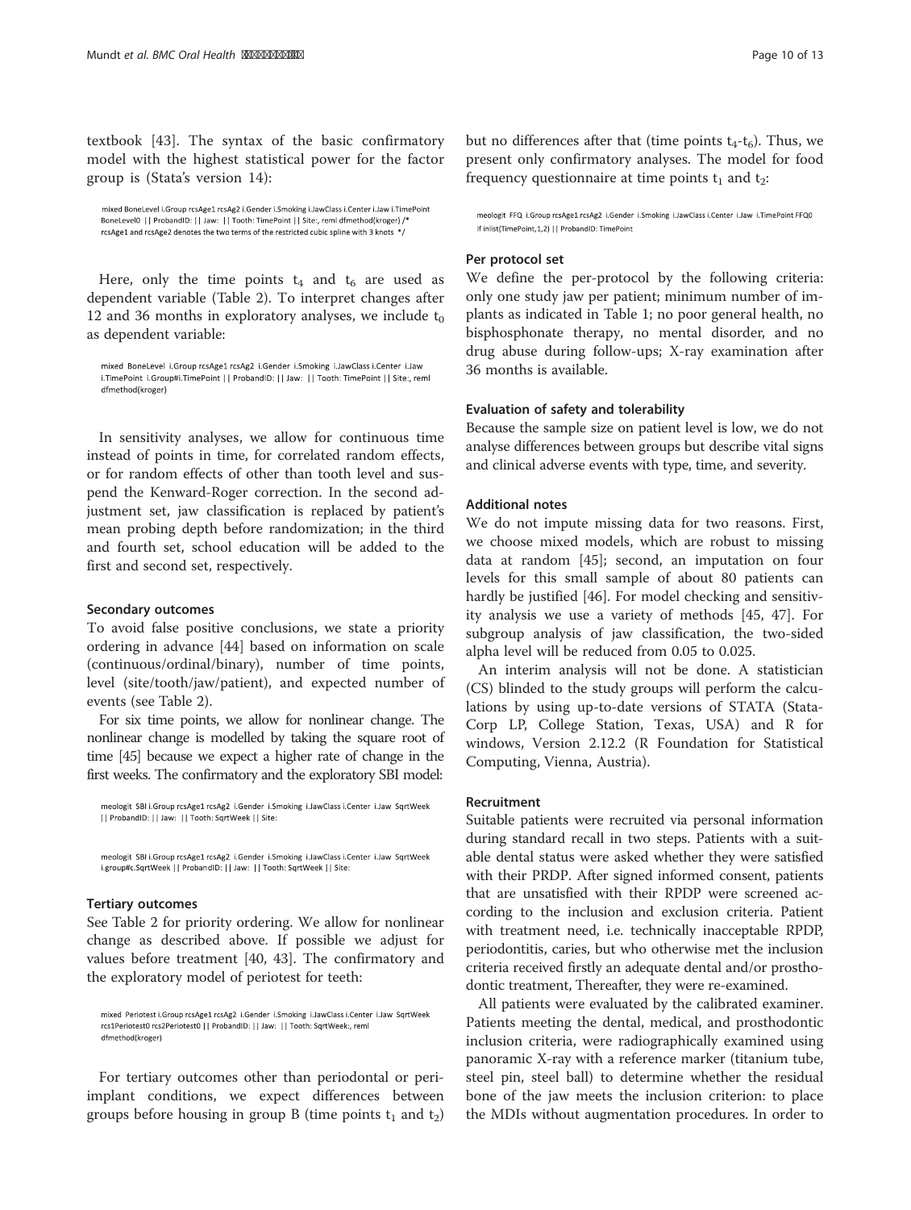textbook [43]. The syntax of the basic confirmatory model with the highest statistical power for the factor group is (Stata's version 14):

```
mixed BoneLevel i.Group rcsAge1 rcsAge2 i.Gender i.Smoking i.JawClass i.Center i.Jaw i.TimePoint
BoneLevel0 || ProbandID: || Jaw: || Tooth: TimePoint || Site:, reml dfmethod(kroger) /*
rcsAge1 and rcsAge2 denotes the two terms of the restricted cubic spline with 3 knots */
```

Here, only the time points $t_4$ and $t_6$ are used as dependent variable (Table 2). To interpret changes after 12 and 36 months in exploratory analyses, we include $t_0$ as dependent variable:

```
mixed BoneLevel i.Group rcsAge1 rcsAg2 i.Gender i.Smoking i.JawClass i.Center i.Jaw
i.TimePoint i.Group#i.TimePoint || ProbandID: || Jaw: || Tooth: TimePoint || Site:, reml
dfmethod(kroger)
```

In sensitivity analyses, we allow for continuous time instead of points in time, for correlated random effects, or for random effects of other than tooth level and suspend the Kenward-Roger correction. In the second adjustment set, jaw classification is replaced by patient's mean probing depth before randomization; in the third and fourth set, school education will be added to the first and second set, respectively.

#### Secondary outcomes

To avoid false positive conclusions, we state a priority ordering in advance [44] based on information on scale (continuous/ordinal/binary), number of time points, level (site/tooth/jaw/patient), and expected number of events (see Table 2).

For six time points, we allow for nonlinear change. The nonlinear change is modelled by taking the square root of time [45] because we expect a higher rate of change in the first weeks. The confirmatory and the exploratory SBI model:

```
meologit SBI i.Group rcsAge1 rcsAg2 i.Gender i.Smoking i.JawClass i.Center i.Jaw SqrtWeek
|| ProbandID: || Jaw: || Tooth: SqrtWeek || Site:
```

```
meologit SBI i.Group rcsAge1 rcsAg2 i.Gender i.Smoking i.JawClass i.Center i.Jaw SqrtWeek
i.group#c.SqrtWeek || ProbandID: || Jaw: || Tooth: SqrtWeek || Site:
```

#### Tertiary outcomes

See Table 2 for priority ordering. We allow for nonlinear change as described above. If possible we adjust for values before treatment [40, 43]. The confirmatory and the exploratory model of periotest for teeth:

```
mixed Periotest i.Group rcsAge1 rcsAg2 i.Gender i.Smoking i.JawClass i.Center i.Jaw SqrtWeek
rcs1Periotest0 rcs2Periotest0 || ProbandID: || Jaw: || Tooth: SqrtWeek:, reml
dfmethod(kroger)
```

For tertiary outcomes other than periodontal or peri-implant conditions, we expect differences between groups before housing in group B (time points $t_1$ and $t_2$) but no differences after that (time points $t_4$-$t_6$). Thus, we present only confirmatory analyses. The model for food frequency questionnaire at time points $t_1$ and $t_2$:

```
meologit FFQ i.Group rcsAge1 rcsAg2 i.Gender i.Smoking i.JawClass i.Center i.Jaw i.TimePoint FFQ0
if inlist(TimePoint,1,2) || ProbandID: TimePoint
```

#### Per protocol set

We define the per-protocol by the following criteria: only one study jaw per patient; minimum number of implants as indicated in Table 1; no poor general health, no bisphosphonate therapy, no mental disorder, and no drug abuse during follow-ups; X-ray examination after 36 months is available.

#### Evaluation of safety and tolerability

Because the sample size on patient level is low, we do not analyse differences between groups but describe vital signs and clinical adverse events with type, time, and severity.

#### Additional notes

We do not impute missing data for two reasons. First, we choose mixed models, which are robust to missing data at random [45]; second, an imputation on four levels for this small sample of about 80 patients can hardly be justified [46]. For model checking and sensitivity analysis we use a variety of methods [45, 47]. For subgroup analysis of jaw classification, the two-sided alpha level will be reduced from 0.05 to 0.025.

An interim analysis will not be done. A statistician (CS) blinded to the study groups will perform the calculations by using up-to-date versions of STATA (StataCorp LP, College Station, Texas, USA) and R for windows, Version 2.12.2 (R Foundation for Statistical Computing, Vienna, Austria).

### Recruitment

Suitable patients were recruited via personal information during standard recall in two steps. Patients with a suitable dental status were asked whether they were satisfied with their PRDP. After signed informed consent, patients that are unsatisfied with their RPDP were screened according to the inclusion and exclusion criteria. Patient with treatment need, i.e. technically inacceptable RPDP, periodontitis, caries, but who otherwise met the inclusion criteria received firstly an adequate dental and/or prosthodontic treatment, Thereafter, they were re-examined.

All patients were evaluated by the calibrated examiner. Patients meeting the dental, medical, and prosthodontic inclusion criteria, were radiographically examined using panoramic X-ray with a reference marker (titanium tube, steel pin, steel ball) to determine whether the residual bone of the jaw meets the inclusion criterion: to place the MDIs without augmentation procedures. In order to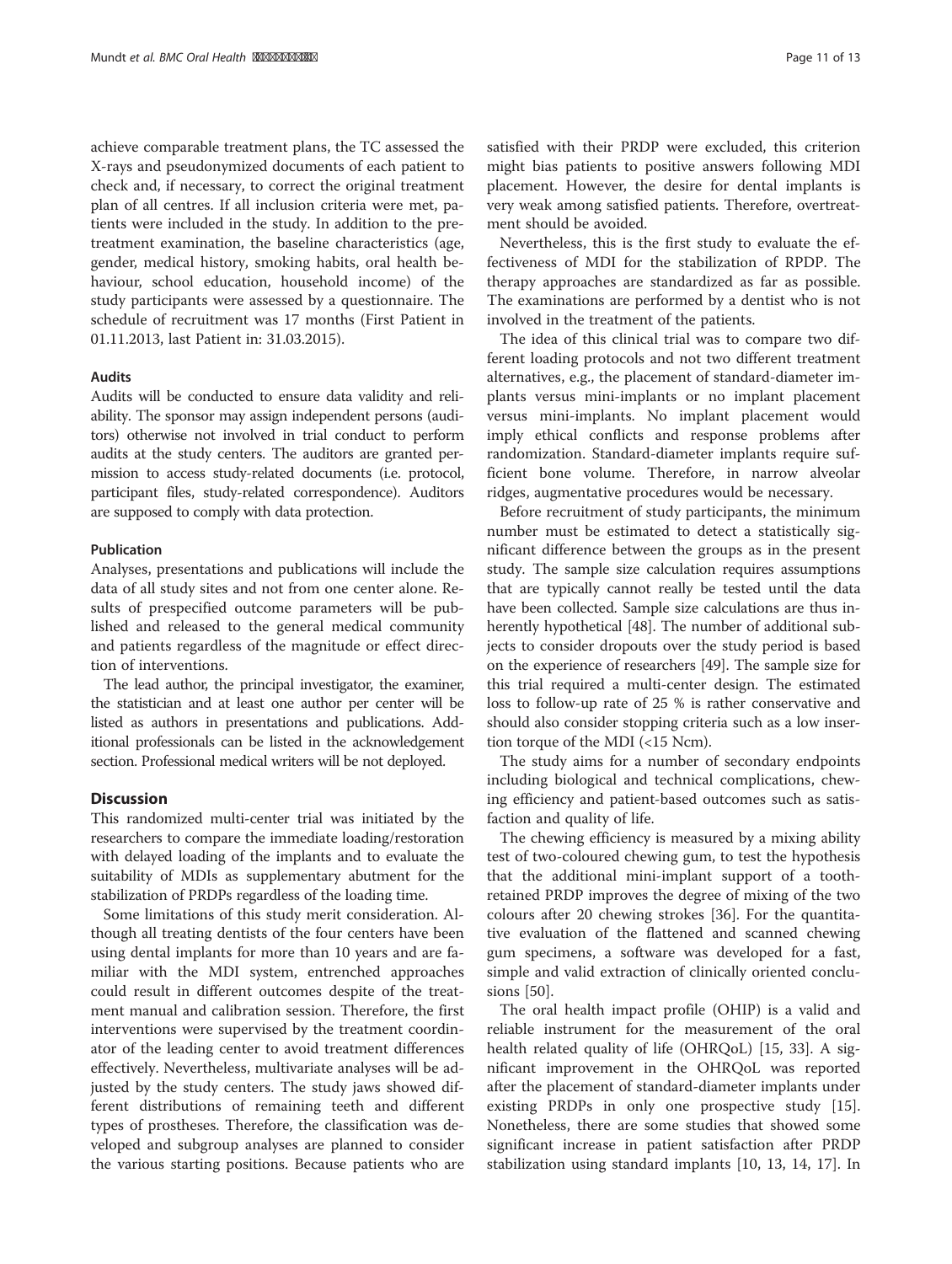achieve comparable treatment plans, the TC assessed the X-rays and pseudonymized documents of each patient to check and, if necessary, to correct the original treatment plan of all centres. If all inclusion criteria were met, patients were included in the study. In addition to the pretreatment examination, the baseline characteristics (age, gender, medical history, smoking habits, oral health behaviour, school education, household income) of the study participants were assessed by a questionnaire. The schedule of recruitment was 17 months (First Patient in 01.11.2013, last Patient in: 31.03.2015).

#### Audits

Audits will be conducted to ensure data validity and reliability. The sponsor may assign independent persons (auditors) otherwise not involved in trial conduct to perform audits at the study centers. The auditors are granted permission to access study-related documents (i.e. protocol, participant files, study-related correspondence). Auditors are supposed to comply with data protection.

#### Publication

Analyses, presentations and publications will include the data of all study sites and not from one center alone. Results of prespecified outcome parameters will be published and released to the general medical community and patients regardless of the magnitude or effect direction of interventions.

The lead author, the principal investigator, the examiner, the statistician and at least one author per center will be listed as authors in presentations and publications. Additional professionals can be listed in the acknowledgement section. Professional medical writers will be not deployed.

## Discussion

This randomized multi-center trial was initiated by the researchers to compare the immediate loading/restoration with delayed loading of the implants and to evaluate the suitability of MDIs as supplementary abutment for the stabilization of PRDPs regardless of the loading time.

Some limitations of this study merit consideration. Although all treating dentists of the four centers have been using dental implants for more than 10 years and are familiar with the MDI system, entrenched approaches could result in different outcomes despite of the treatment manual and calibration session. Therefore, the first interventions were supervised by the treatment coordinator of the leading center to avoid treatment differences effectively. Nevertheless, multivariate analyses will be adjusted by the study centers. The study jaws showed different distributions of remaining teeth and different types of prostheses. Therefore, the classification was developed and subgroup analyses are planned to consider the various starting positions. Because patients who are satisfied with their PRDP were excluded, this criterion might bias patients to positive answers following MDI placement. However, the desire for dental implants is very weak among satisfied patients. Therefore, overtreatment should be avoided.

Nevertheless, this is the first study to evaluate the effectiveness of MDI for the stabilization of RPDP. The therapy approaches are standardized as far as possible. The examinations are performed by a dentist who is not involved in the treatment of the patients.

The idea of this clinical trial was to compare two different loading protocols and not two different treatment alternatives, e.g., the placement of standard-diameter implants versus mini-implants or no implant placement versus mini-implants. No implant placement would imply ethical conflicts and response problems after randomization. Standard-diameter implants require sufficient bone volume. Therefore, in narrow alveolar ridges, augmentative procedures would be necessary.

Before recruitment of study participants, the minimum number must be estimated to detect a statistically significant difference between the groups as in the present study. The sample size calculation requires assumptions that are typically cannot really be tested until the data have been collected. Sample size calculations are thus inherently hypothetical [48]. The number of additional subjects to consider dropouts over the study period is based on the experience of researchers [49]. The sample size for this trial required a multi-center design. The estimated loss to follow-up rate of 25 % is rather conservative and should also consider stopping criteria such as a low insertion torque of the MDI (<15 Ncm).

The study aims for a number of secondary endpoints including biological and technical complications, chewing efficiency and patient-based outcomes such as satisfaction and quality of life.

The chewing efficiency is measured by a mixing ability test of two-coloured chewing gum, to test the hypothesis that the additional mini-implant support of a tooth-retained PRDP improves the degree of mixing of the two colours after 20 chewing strokes [36]. For the quantitative evaluation of the flattened and scanned chewing gum specimens, a software was developed for a fast, simple and valid extraction of clinically oriented conclusions [50].

The oral health impact profile (OHIP) is a valid and reliable instrument for the measurement of the oral health related quality of life (OHRQoL) [15, 33]. A significant improvement in the OHRQoL was reported after the placement of standard-diameter implants under existing PRDPs in only one prospective study [15]. Nonetheless, there are some studies that showed some significant increase in patient satisfaction after PRDP stabilization using standard implants [10, 13, 14, 17]. In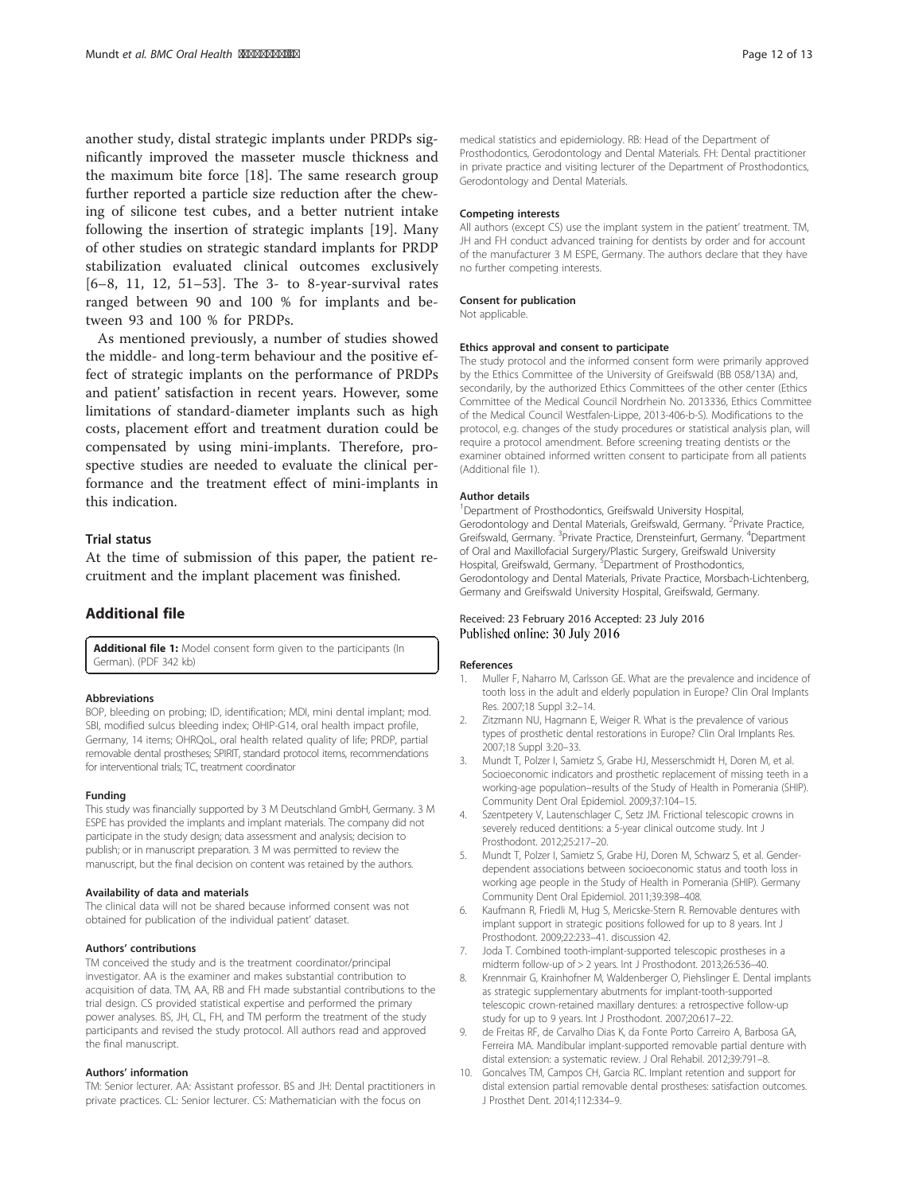another study, distal strategic implants under PRDPs significantly improved the masseter muscle thickness and the maximum bite force [18]. The same research group further reported a particle size reduction after the chewing of silicone test cubes, and a better nutrient intake following the insertion of strategic implants [19]. Many of other studies on strategic standard implants for PRDP stabilization evaluated clinical outcomes exclusively [6–8, 11, 12, 51–53]. The 3- to 8-year-survival rates ranged between 90 and 100 % for implants and between 93 and 100 % for PRDPs.

As mentioned previously, a number of studies showed the middle- and long-term behaviour and the positive effect of strategic implants on the performance of PRDPs and patient' satisfaction in recent years. However, some limitations of standard-diameter implants such as high costs, placement effort and treatment duration could be compensated by using mini-implants. Therefore, prospective studies are needed to evaluate the clinical performance and the treatment effect of mini-implants in this indication.

## Trial status

At the time of submission of this paper, the patient recruitment and the implant placement was finished.

## Additional file

**Additional file 1:** Model consent form given to the participants (In German). (PDF 342 kb)

#### Abbreviations

BOP, bleeding on probing; ID, identification; MDI, mini dental implant; mod. SBI, modified sulcus bleeding index; OHIP-G14, oral health impact profile, Germany, 14 items; OHRQoL, oral health related quality of life; PRDP, partial removable dental prostheses; SPIRIT, standard protocol items, recommendations for interventional trials; TC, treatment coordinator

#### Funding

This study was financially supported by 3 M Deutschland GmbH, Germany. 3 M ESPE has provided the implants and implant materials. The company did not participate in the study design; data assessment and analysis; decision to publish; or in manuscript preparation. 3 M was permitted to review the manuscript, but the final decision on content was retained by the authors.

#### Availability of data and materials

The clinical data will not be shared because informed consent was not obtained for publication of the individual patient' dataset.

#### Authors' contributions

TM conceived the study and is the treatment coordinator/principal investigator. AA is the examiner and makes substantial contribution to acquisition of data. TM, AA, RB and FH made substantial contributions to the trial design. CS provided statistical expertise and performed the primary power analyses. BS, JH, CL, FH, and TM perform the treatment of the study participants and revised the study protocol. All authors read and approved the final manuscript.

#### Authors' information

TM: Senior lecturer. AA: Assistant professor. BS and JH: Dental practitioners in private practices. CL: Senior lecturer. CS: Mathematician with the focus on medical statistics and epidemiology. RB: Head of the Department of Prosthodontics, Gerodontology and Dental Materials. FH: Dental practitioner in private practice and visiting lecturer of the Department of Prosthodontics, Gerodontology and Dental Materials.

#### Competing interests

All authors (except CS) use the implant system in the patient' treatment. TM, JH and FH conduct advanced training for dentists by order and for account of the manufacturer 3 M ESPE, Germany. The authors declare that they have no further competing interests.

#### Consent for publication

Not applicable.

#### Ethics approval and consent to participate

The study protocol and the informed consent form were primarily approved by the Ethics Committee of the University of Greifswald (BB 058/13A) and, secondarily, by the authorized Ethics Committees of the other center (Ethics Committee of the Medical Council Nordrhein No. 2013336, Ethics Committee of the Medical Council Westfalen-Lippe, 2013-406-b-S). Modifications to the protocol, e.g. changes of the study procedures or statistical analysis plan, will require a protocol amendment. Before screening treating dentists or the examiner obtained informed written consent to participate from all patients (Additional file 1).

#### Author details

[1]Department of Prosthodontics, Greifswald University Hospital, Gerodontology and Dental Materials, Greifswald, Germany. [2]Private Practice, Greifswald, Germany. [3]Private Practice, Drensteinfurt, Germany. [4]Department of Oral and Maxillofacial Surgery/Plastic Surgery, Greifswald University Hospital, Greifswald, Germany. [5]Department of Prosthodontics, Gerodontology and Dental Materials, Private Practice, Morsbach-Lichtenberg, Germany and Greifswald University Hospital, Greifswald, Germany.

Received: 23 February 2016 Accepted: 23 July 2016
Published online: 30 July 2016

#### References

1. Muller F, Naharro M, Carlsson GE. What are the prevalence and incidence of tooth loss in the adult and elderly population in Europe? Clin Oral Implants Res. 2007;18 Suppl 3:2–14.
2. Zitzmann NU, Hagmann E, Weiger R. What is the prevalence of various types of prosthetic dental restorations in Europe? Clin Oral Implants Res. 2007;18 Suppl 3:20–33.
3. Mundt T, Polzer I, Samietz S, Grabe HJ, Messerschmidt H, Doren M, et al. Socioeconomic indicators and prosthetic replacement of missing teeth in a working-age population–results of the Study of Health in Pomerania (SHIP). Community Dent Oral Epidemiol. 2009;37:104–15.
4. Szentpetery V, Lautenschlager C, Setz JM. Frictional telescopic crowns in severely reduced dentitions: a 5-year clinical outcome study. Int J Prosthodont. 2012;25:217–20.
5. Mundt T, Polzer I, Samietz S, Grabe HJ, Doren M, Schwarz S, et al. Gender-dependent associations between socioeconomic status and tooth loss in working age people in the Study of Health in Pomerania (SHIP). Germany Community Dent Oral Epidemiol. 2011;39:398–408.
6. Kaufmann R, Friedli M, Hug S, Mericske-Stern R. Removable dentures with implant support in strategic positions followed for up to 8 years. Int J Prosthodont. 2009;22:233–41. discussion 42.
7. Joda T. Combined tooth-implant-supported telescopic prostheses in a midterm follow-up of > 2 years. Int J Prosthodont. 2013;26:536–40.
8. Krennmair G, Krainhofner M, Waldenberger O, Piehslinger E. Dental implants as strategic supplementary abutments for implant-tooth-supported telescopic crown-retained maxillary dentures: a retrospective follow-up study for up to 9 years. Int J Prosthodont. 2007;20:617–22.
9. de Freitas RF, de Carvalho Dias K, da Fonte Porto Carreiro A, Barbosa GA, Ferreira MA. Mandibular implant-supported removable partial denture with distal extension: a systematic review. J Oral Rehabil. 2012;39:791–8.
10. Goncalves TM, Campos CH, Garcia RC. Implant retention and support for distal extension partial removable dental prostheses: satisfaction outcomes. J Prosthet Dent. 2014;112:334–9.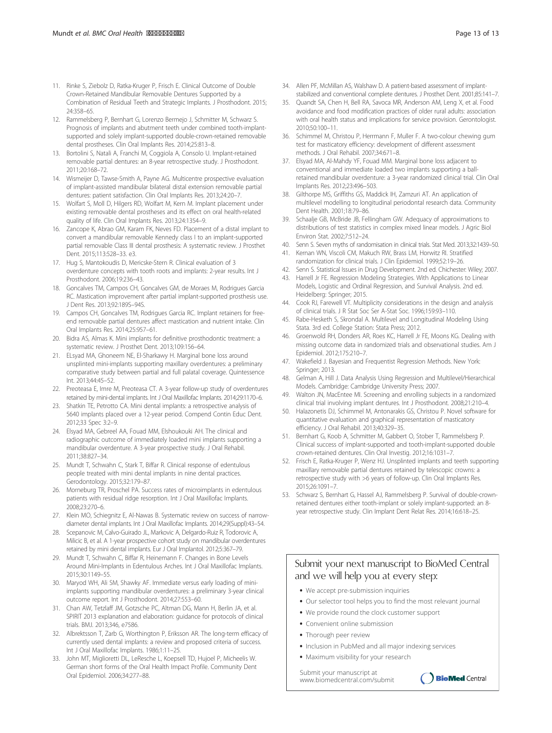11. Rinke S, Ziebolz D, Ratka-Kruger P, Frisch E. Clinical Outcome of Double Crown-Retained Mandibular Removable Dentures Supported by a Combination of Residual Teeth and Strategic Implants. J Prosthodont. 2015; 24:358–65.
12. Rammelsberg P, Bernhart G, Lorenzo Bermejo J, Schmitter M, Schwarz S. Prognosis of implants and abutment teeth under combined tooth-implant-supported and solely implant-supported double-crown-retained removable dental prostheses. Clin Oral Implants Res. 2014;25:813–8.
13. Bortolini S, Natali A, Franchi M, Coggiola A, Consolo U. Implant-retained removable partial dentures: an 8-year retrospective study. J Prosthodont. 2011;20:168–72.
14. Wismeijer D, Tawse-Smith A, Payne AG. Multicentre prospective evaluation of implant-assisted mandibular bilateral distal extension removable partial dentures: patient satisfaction. Clin Oral Implants Res. 2013;24:20–7.
15. Wolfart S, Moll D, Hilgers RD, Wolfart M, Kern M. Implant placement under existing removable dental prostheses and its effect on oral health-related quality of life. Clin Oral Implants Res. 2013;24:1354–9.
16. Zancope K, Abrao GM, Karam FK, Neves FD. Placement of a distal implant to convert a mandibular removable Kennedy class I to an implant-supported partial removable Class III dental prosthesis: A systematic review. J Prosthet Dent. 2015;113:528–33. e3.
17. Hug S, Mantokoudis D, Mericske-Stern R. Clinical evaluation of 3 overdenture concepts with tooth roots and implants: 2-year results. Int J Prosthodont. 2006;19:236–43.
18. Goncalves TM, Campos CH, Goncalves GM, de Moraes M, Rodrigues Garcia RC. Mastication improvement after partial implant-supported prosthesis use. J Dent Res. 2013;92:189S–94S.
19. Campos CH, Goncalves TM, Rodrigues Garcia RC. Implant retainers for free-end removable partial dentures affect mastication and nutrient intake. Clin Oral Implants Res. 2014;25:957–61.
20. Bidra AS, Almas K. Mini implants for definitive prosthodontic treatment: a systematic review. J Prosthet Dent. 2013;109:156–64.
21. ELsyad MA, Ghoneem NE, El-Sharkawy H. Marginal bone loss around unsplinted mini-implants supporting maxillary overdentures: a preliminary comparative study between partial and full palatal coverage. Quintessence Int. 2013;44:45–52.
22. Preoteasa E, Imre M, Preoteasa CT. A 3-year follow-up study of overdentures retained by mini-dental implants. Int J Oral Maxillofac Implants. 2014;29:1170–6.
23. Shatkin TE, Petrotto CA. Mini dental implants: a retrospective analysis of 5640 implants placed over a 12-year period. Compend Contin Educ Dent. 2012;33 Spec 3:2–9.
24. Elsyad MA, Gebreel AA, Fouad MM, Elshoukouki AH. The clinical and radiographic outcome of immediately loaded mini implants supporting a mandibular overdenture. A 3-year prospective study. J Oral Rehabil. 2011;38:827–34.
25. Mundt T, Schwahn C, Stark T, Biffar R. Clinical response of edentulous people treated with mini dental implants in nine dental practices. Gerodontology. 2015;32:179–87.
26. Morneburg TR, Proschel PA. Success rates of microimplants in edentulous patients with residual ridge resorption. Int J Oral Maxillofac Implants. 2008;23:270–6.
27. Klein MO, Schiegnitz E, Al-Nawas B. Systematic review on success of narrow-diameter dental implants. Int J Oral Maxillofac Implants. 2014;29(Suppl):43–54.
28. Scepanovic M, Calvo-Guirado JL, Markovic A, Delgardo-Ruiz R, Todorovic A, Milicic B, et al. A 1-year prospective cohort study on mandibular overdentures retained by mini dental implants. Eur J Oral Implantol. 2012;5:367–79.
29. Mundt T, Schwahn C, Biffar R, Heinemann F. Changes in Bone Levels Around Mini-Implants in Edentulous Arches. Int J Oral Maxillofac Implants. 2015;30:1149–55.
30. Maryod WH, Ali SM, Shawky AF. Immediate versus early loading of mini-implants supporting mandibular overdentures: a preliminary 3-year clinical outcome report. Int J Prosthodont. 2014;27:553–60.
31. Chan AW, Tetzlaff JM, Gotzsche PC, Altman DG, Mann H, Berlin JA, et al. SPIRIT 2013 explanation and elaboration: guidance for protocols of clinical trials. BMJ. 2013;346, e7586.
32. Albrektsson T, Zarb G, Worthington P, Eriksson AR. The long-term efficacy of currently used dental implants: a review and proposed criteria of success. Int J Oral Maxillofac Implants. 1986;1:11–25.
33. John MT, Miglioretti DL, LeResche L, Koepsell TD, Hujoel P, Micheelis W. German short forms of the Oral Health Impact Profile. Community Dent Oral Epidemiol. 2006;34:277–88.
34. Allen PF, McMillan AS, Walshaw D. A patient-based assessment of implant-stabilized and conventional complete dentures. J Prosthet Dent. 2001;85:141–7.
35. Quandt SA, Chen H, Bell RA, Savoca MR, Anderson AM, Leng X, et al. Food avoidance and food modification practices of older rural adults: association with oral health status and implications for service provision. Gerontologist. 2010;50:100–11.
36. Schimmel M, Christou P, Herrmann F, Muller F. A two-colour chewing gum test for masticatory efficiency: development of different assessment methods. J Oral Rehabil. 2007;34:671–8.
37. Elsyad MA, Al-Mahdy YF, Fouad MM. Marginal bone loss adjacent to conventional and immediate loaded two implants supporting a ball-retained mandibular overdenture: a 3-year randomized clinical trial. Clin Oral Implants Res. 2012;23:496–503.
38. Gilthorpe MS, Griffiths GS, Maddick IH, Zamzuri AT. An application of multilevel modelling to longitudinal periodontal research data. Community Dent Health. 2001;18:79–86.
39. Schaalje GB, McBride JB, Fellingham GW. Adequacy of approximations to distributions of test statistics in complex mixed linear models. J Agric Biol Environ Stat. 2002;7:512–24.
40. Senn S. Seven myths of randomisation in clinical trials. Stat Med. 2013;32:1439–50.
41. Kernan WN, Viscoli CM, Makuch RW, Brass LM, Horwitz RI. Stratified randomization for clinical trials. J Clin Epidemiol. 1999;52:19–26.
42. Senn S. Statistical Issues in Drug Development. 2nd ed. Chichester: Wiley; 2007.
43. Harrell Jr FE. Regression Modeling Strategies. With Applications to Linear Models, Logistic and Ordinal Regression, and Survival Analysis. 2nd ed. Heidelberg: Springer; 2015.
44. Cook RJ, Farewell VT. Multiplicity considerations in the design and analysis of clinical trials. J R Stat Soc Ser A-Stat Soc. 1996;159:93–110.
45. Rabe-Hesketh S, Skrondal A. Multilevel and Longitudinal Modeling Using Stata. 3rd ed. College Station: Stata Press; 2012.
46. Groenwold RH, Donders AR, Roes KC, Harrell Jr FE, Moons KG. Dealing with missing outcome data in randomized trials and observational studies. Am J Epidemiol. 2012;175:210–7.
47. Wakefield J. Bayesian and Frequentist Regression Methods. New York: Springer; 2013.
48. Gelman A, Hill J. Data Analysis Using Regression and Multilevel/Hierarchical Models. Cambridge: Cambridge University Press; 2007.
49. Walton JN, MacEntee MI. Screening and enrolling subjects in a randomized clinical trial involving implant dentures. Int J Prosthodont. 2008;21:210–4.
50. Halazonetis DJ, Schimmel M, Antonarakis GS, Christou P. Novel software for quantitative evaluation and graphical representation of masticatory efficiency. J Oral Rehabil. 2013;40:329–35.
51. Bernhart G, Koob A, Schmitter M, Gabbert O, Stober T, Rammelsberg P. Clinical success of implant-supported and tooth-implant-supported double crown-retained dentures. Clin Oral Investig. 2012;16:1031–7.
52. Frisch E, Ratka-Kruger P, Wenz HJ. Unsplinted implants and teeth supporting maxillary removable partial dentures retained by telescopic crowns: a retrospective study with >6 years of follow-up. Clin Oral Implants Res. 2015;26:1091–7.
53. Schwarz S, Bernhart G, Hassel AJ, Rammelsberg P. Survival of double-crown-retained dentures either tooth-implant or solely implant-supported: an 8-year retrospective study. Clin Implant Dent Relat Res. 2014;16:618–25.

Submit your next manuscript to BioMed Central and we will help you at every step:

- We accept pre-submission inquiries
- Our selector tool helps you to find the most relevant journal
- We provide round the clock customer support
- Convenient online submission
- Thorough peer review
- Inclusion in PubMed and all major indexing services
- Maximum visibility for your research

Submit your manuscript at
www.biomedcentral.com/submit